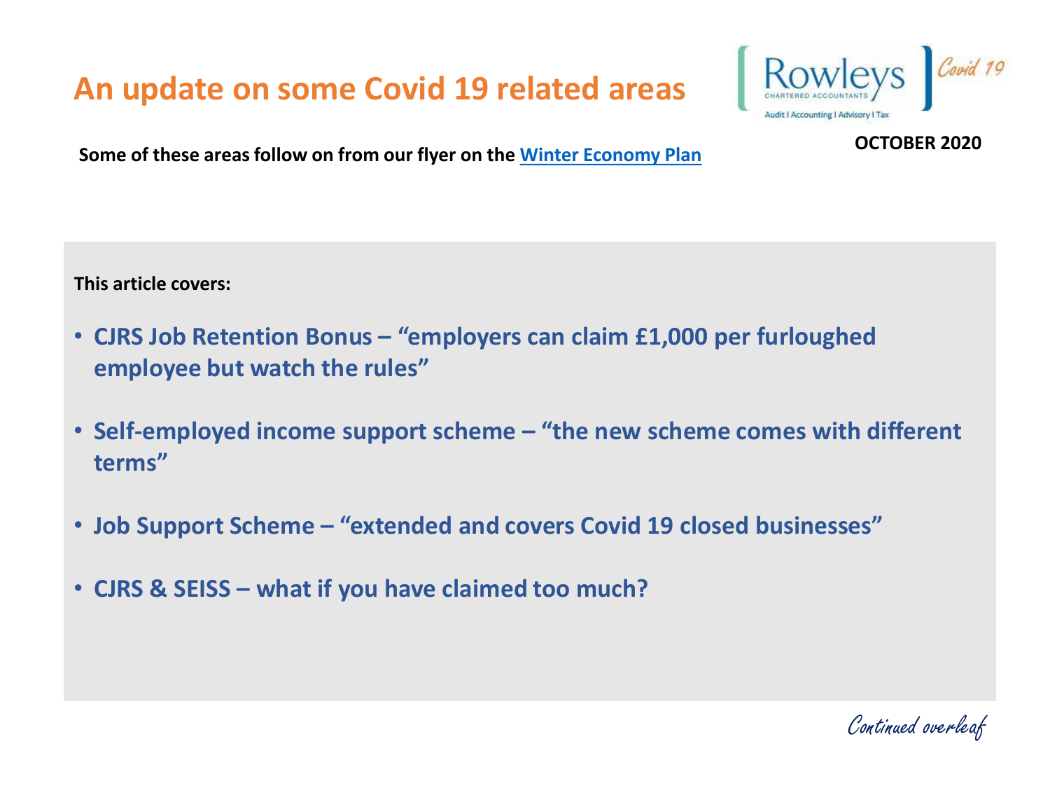# An update on some Covid 19 related areas

Rowleys
CHARTERED ACCOUNTANTS
Audit I Accounting I Advisory I Tax
*Covid 19*

**OCTOBER 2020**

**Some of these areas follow on from our flyer on the [Winter Economy Plan]()**

**This article covers:**

- **CJRS Job Retention Bonus – "employers can claim £1,000 per furloughed employee but watch the rules"**
- **Self-employed income support scheme – "the new scheme comes with different terms"**
- **Job Support Scheme – "extended and covers Covid 19 closed businesses"**
- **CJRS & SEISS – what if you have claimed too much?**

*Continued overleaf*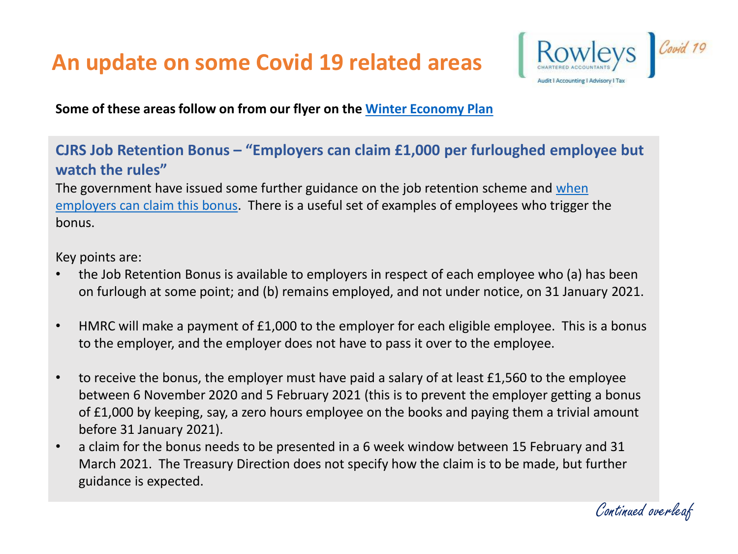# An update on some Covid 19 related areas

**Some of these areas follow on from our flyer on the Winter Economy Plan**

## CJRS Job Retention Bonus – "Employers can claim £1,000 per furloughed employee but watch the rules"

The government have issued some further guidance on the job retention scheme and when employers can claim this bonus. There is a useful set of examples of employees who trigger the bonus.

Key points are:

- the Job Retention Bonus is available to employers in respect of each employee who (a) has been on furlough at some point; and (b) remains employed, and not under notice, on 31 January 2021.
- HMRC will make a payment of £1,000 to the employer for each eligible employee. This is a bonus to the employer, and the employer does not have to pass it over to the employee.
- to receive the bonus, the employer must have paid a salary of at least £1,560 to the employee between 6 November 2020 and 5 February 2021 (this is to prevent the employer getting a bonus of £1,000 by keeping, say, a zero hours employee on the books and paying them a trivial amount before 31 January 2021).
- a claim for the bonus needs to be presented in a 6 week window between 15 February and 31 March 2021. The Treasury Direction does not specify how the claim is to be made, but further guidance is expected.

*Continued overleaf*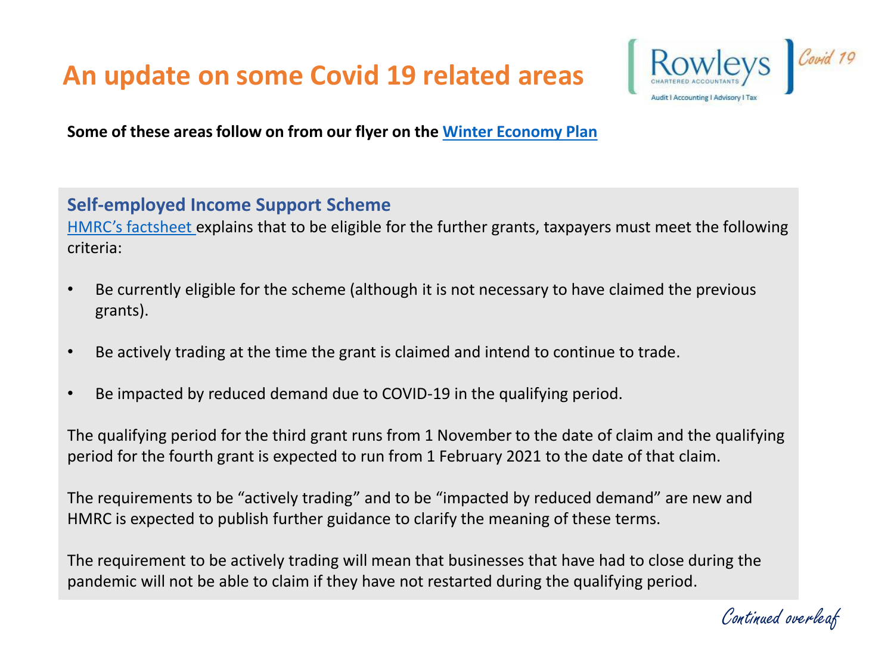# An update on some Covid 19 related areas

**Some of these areas follow on from our flyer on the Winter Economy Plan**

## Self-employed Income Support Scheme

HMRC's factsheet explains that to be eligible for the further grants, taxpayers must meet the following criteria:

- Be currently eligible for the scheme (although it is not necessary to have claimed the previous grants).
- Be actively trading at the time the grant is claimed and intend to continue to trade.
- Be impacted by reduced demand due to COVID-19 in the qualifying period.

The qualifying period for the third grant runs from 1 November to the date of claim and the qualifying period for the fourth grant is expected to run from 1 February 2021 to the date of that claim.

The requirements to be "actively trading" and to be "impacted by reduced demand" are new and HMRC is expected to publish further guidance to clarify the meaning of these terms.

The requirement to be actively trading will mean that businesses that have had to close during the pandemic will not be able to claim if they have not restarted during the qualifying period.

*Continued overleaf*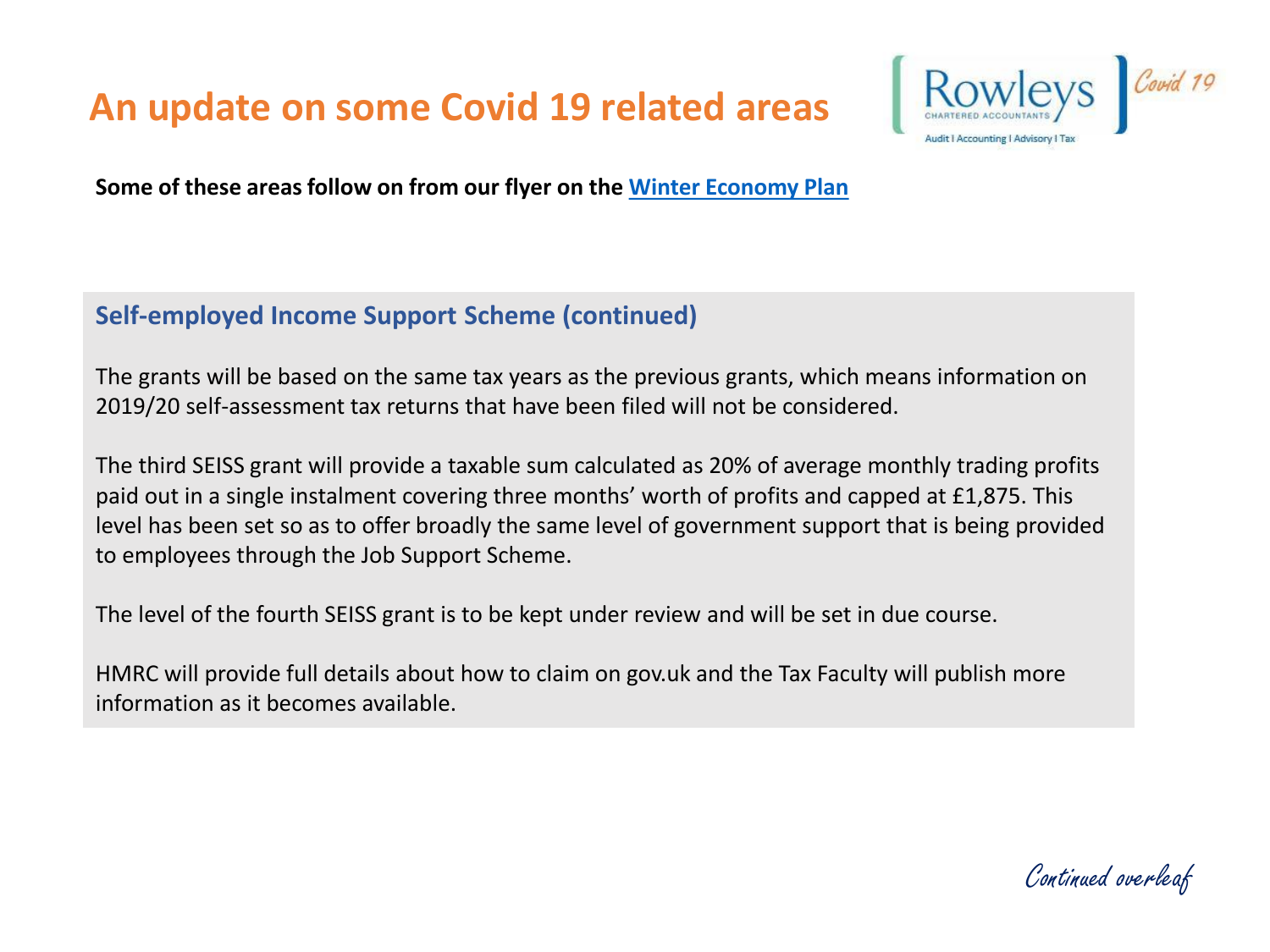# An update on some Covid 19 related areas

**Some of these areas follow on from our flyer on the [Winter Economy Plan]**

## Self-employed Income Support Scheme (continued)

The grants will be based on the same tax years as the previous grants, which means information on 2019/20 self-assessment tax returns that have been filed will not be considered.

The third SEISS grant will provide a taxable sum calculated as 20% of average monthly trading profits paid out in a single instalment covering three months' worth of profits and capped at £1,875. This level has been set so as to offer broadly the same level of government support that is being provided to employees through the Job Support Scheme.

The level of the fourth SEISS grant is to be kept under review and will be set in due course.

HMRC will provide full details about how to claim on gov.uk and the Tax Faculty will publish more information as it becomes available.

*Continued overleaf*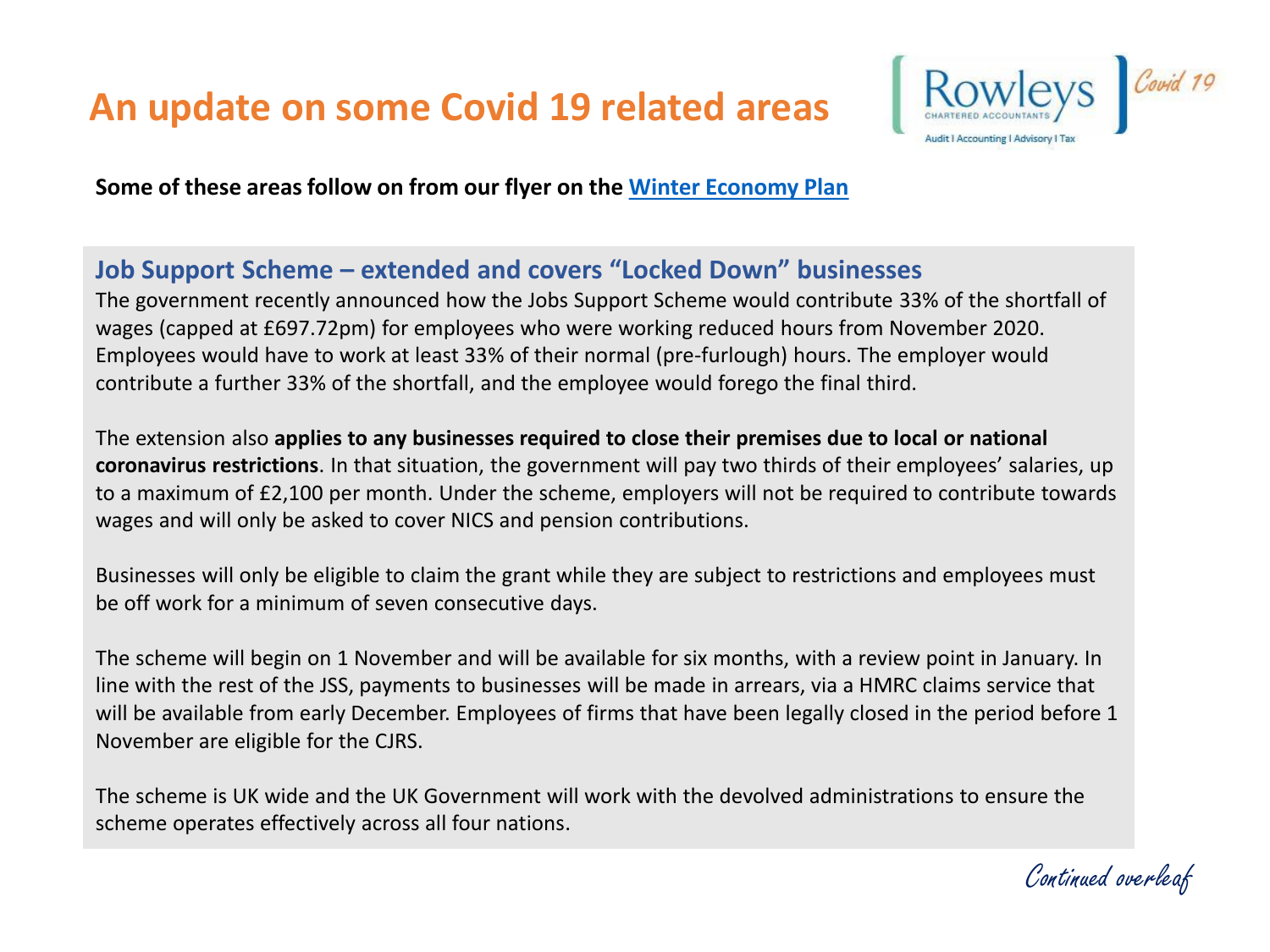# An update on some Covid 19 related areas

**Some of these areas follow on from our flyer on the Winter Economy Plan**

## Job Support Scheme – extended and covers "Locked Down" businesses

The government recently announced how the Jobs Support Scheme would contribute 33% of the shortfall of wages (capped at £697.72pm) for employees who were working reduced hours from November 2020. Employees would have to work at least 33% of their normal (pre-furlough) hours. The employer would contribute a further 33% of the shortfall, and the employee would forego the final third.

The extension also **applies to any businesses required to close their premises due to local or national coronavirus restrictions**. In that situation, the government will pay two thirds of their employees' salaries, up to a maximum of £2,100 per month. Under the scheme, employers will not be required to contribute towards wages and will only be asked to cover NICS and pension contributions.

Businesses will only be eligible to claim the grant while they are subject to restrictions and employees must be off work for a minimum of seven consecutive days.

The scheme will begin on 1 November and will be available for six months, with a review point in January. In line with the rest of the JSS, payments to businesses will be made in arrears, via a HMRC claims service that will be available from early December. Employees of firms that have been legally closed in the period before 1 November are eligible for the CJRS.

The scheme is UK wide and the UK Government will work with the devolved administrations to ensure the scheme operates effectively across all four nations.

*Continued overleaf*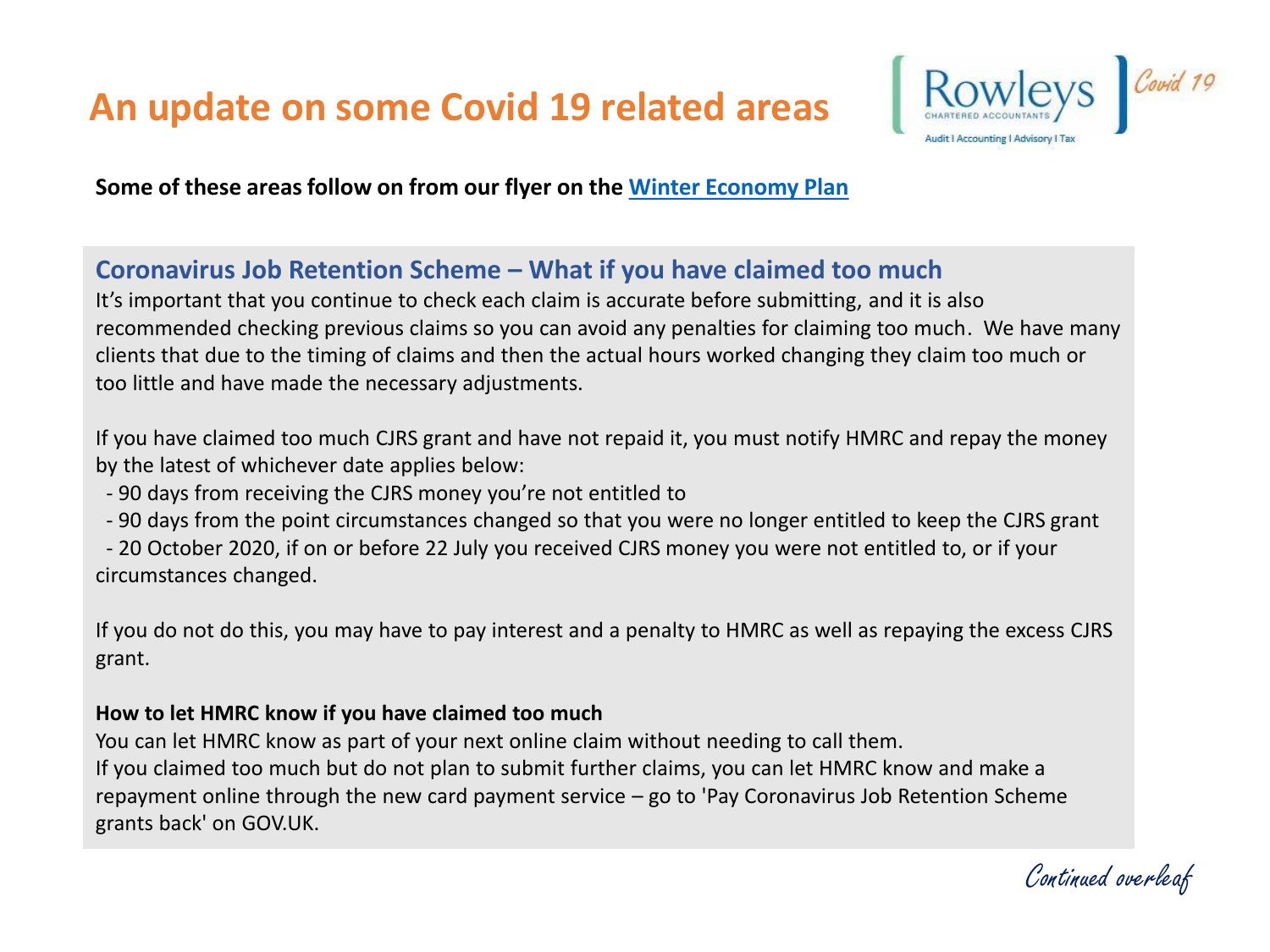# An update on some Covid 19 related areas

**Some of these areas follow on from our flyer on the Winter Economy Plan**

## Coronavirus Job Retention Scheme – What if you have claimed too much

It's important that you continue to check each claim is accurate before submitting, and it is also recommended checking previous claims so you can avoid any penalties for claiming too much. We have many clients that due to the timing of claims and then the actual hours worked changing they claim too much or too little and have made the necessary adjustments.

If you have claimed too much CJRS grant and have not repaid it, you must notify HMRC and repay the money by the latest of whichever date applies below:

- 90 days from receiving the CJRS money you're not entitled to
- 90 days from the point circumstances changed so that you were no longer entitled to keep the CJRS grant
- 20 October 2020, if on or before 22 July you received CJRS money you were not entitled to, or if your circumstances changed.

If you do not do this, you may have to pay interest and a penalty to HMRC as well as repaying the excess CJRS grant.

**How to let HMRC know if you have claimed too much**

You can let HMRC know as part of your next online claim without needing to call them.
If you claimed too much but do not plan to submit further claims, you can let HMRC know and make a repayment online through the new card payment service – go to 'Pay Coronavirus Job Retention Scheme grants back' on GOV.UK.

*Continued overleaf*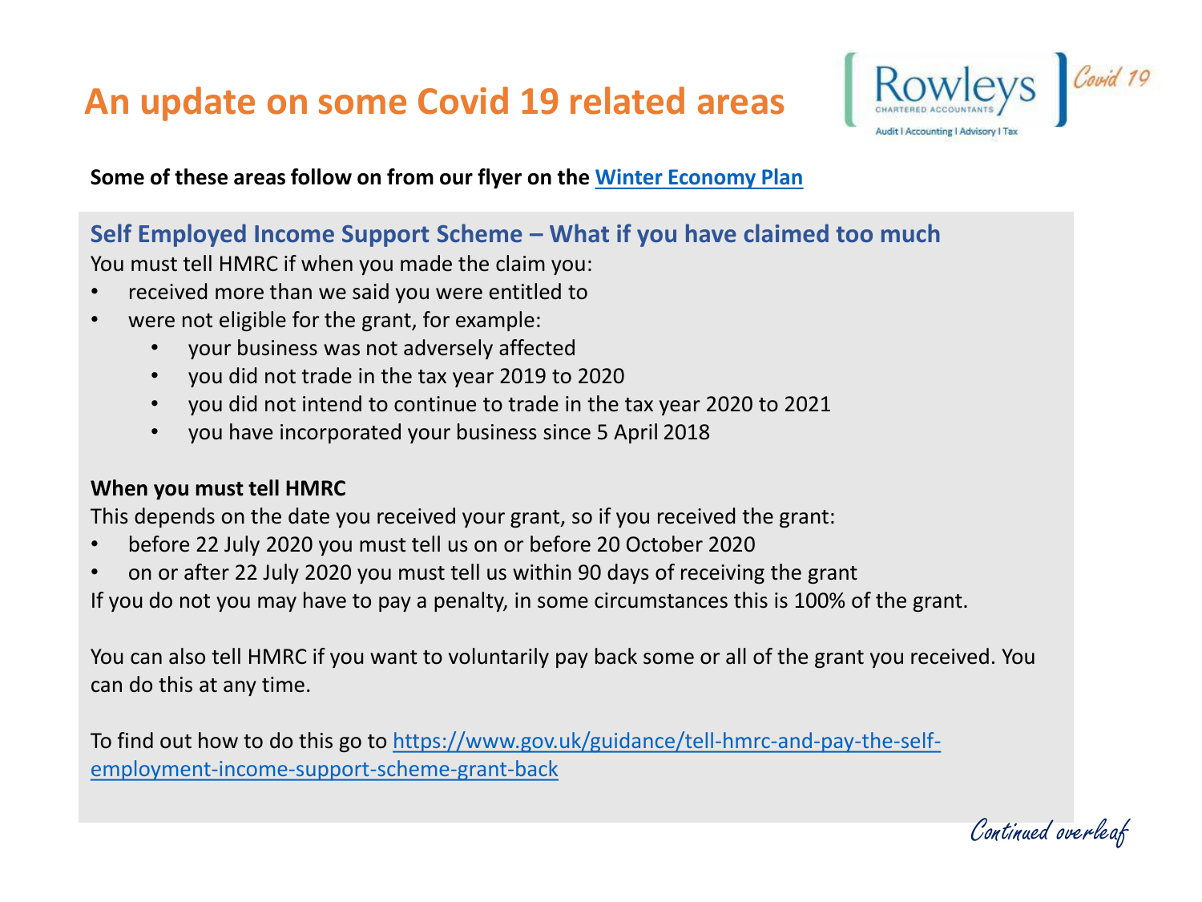# An update on some Covid 19 related areas

**Some of these areas follow on from our flyer on the [Winter Economy Plan]**

## Self Employed Income Support Scheme – What if you have claimed too much

You must tell HMRC if when you made the claim you:

- received more than we said you were entitled to
- were not eligible for the grant, for example:
  - your business was not adversely affected
  - you did not trade in the tax year 2019 to 2020
  - you did not intend to continue to trade in the tax year 2020 to 2021
  - you have incorporated your business since 5 April 2018

**When you must tell HMRC**

This depends on the date you received your grant, so if you received the grant:

- before 22 July 2020 you must tell us on or before 20 October 2020
- on or after 22 July 2020 you must tell us within 90 days of receiving the grant

If you do not you may have to pay a penalty, in some circumstances this is 100% of the grant.

You can also tell HMRC if you want to voluntarily pay back some or all of the grant you received. You can do this at any time.

To find out how to do this go to https://www.gov.uk/guidance/tell-hmrc-and-pay-the-self-employment-income-support-scheme-grant-back

*Continued overleaf*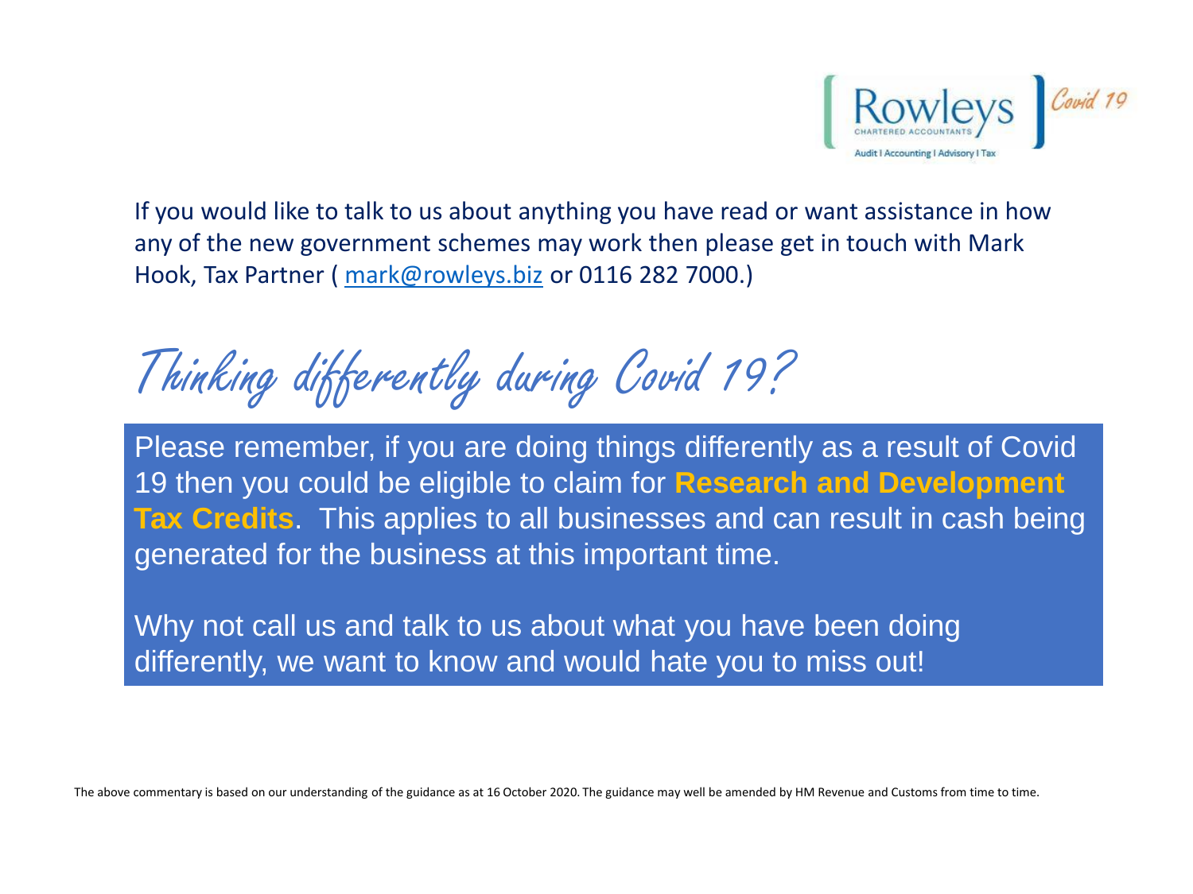If you would like to talk to us about anything you have read or want assistance in how any of the new government schemes may work then please get in touch with Mark Hook, Tax Partner ( mark@rowleys.biz or 0116 282 7000.)

## Thinking differently during Covid 19?

Please remember, if you are doing things differently as a result of Covid 19 then you could be eligible to claim for **Research and Development Tax Credits**. This applies to all businesses and can result in cash being generated for the business at this important time.

Why not call us and talk to us about what you have been doing differently, we want to know and would hate you to miss out!

The above commentary is based on our understanding of the guidance as at 16 October 2020. The guidance may well be amended by HM Revenue and Customs from time to time.